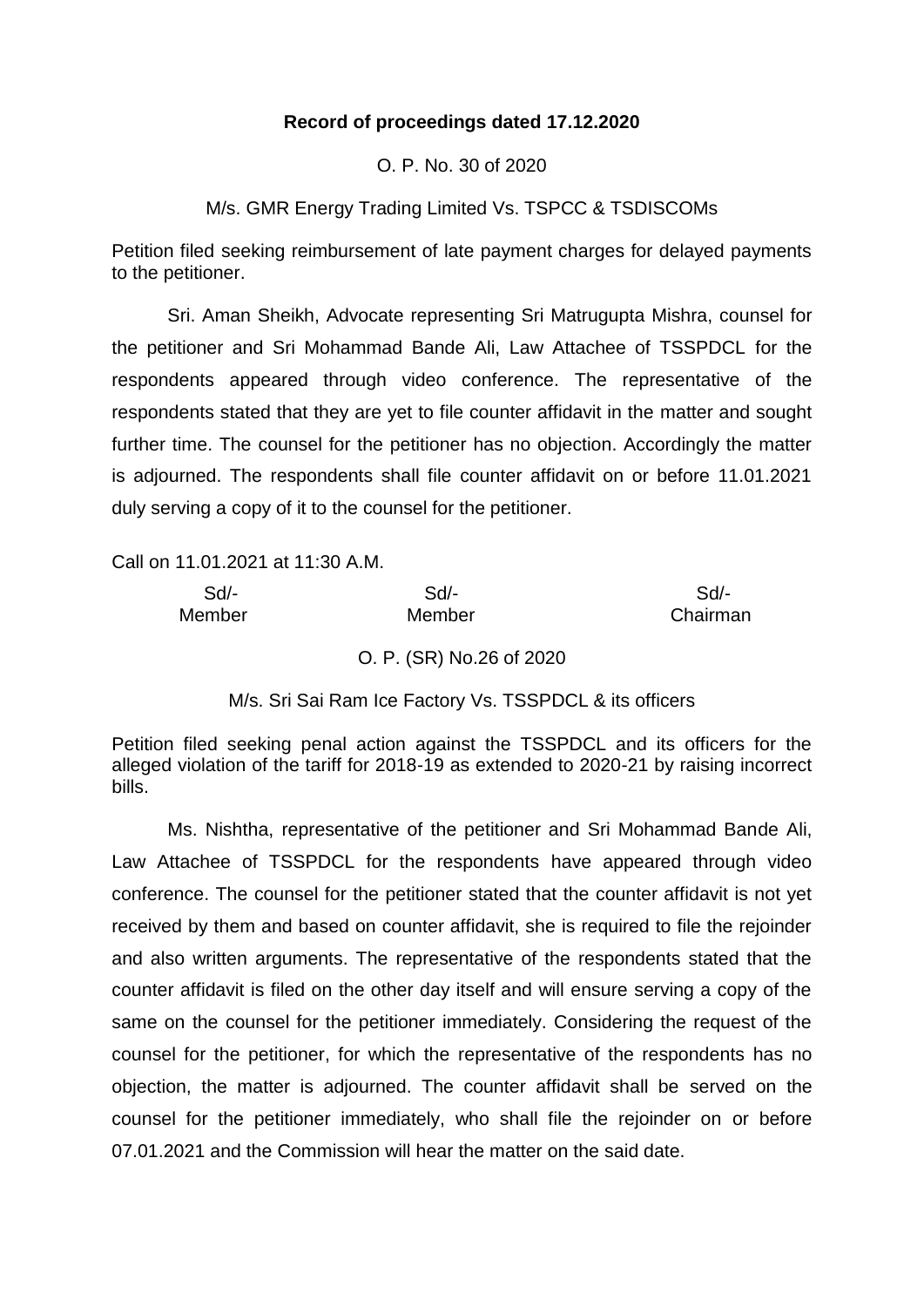**Record of proceedings dated 17.12.2020**

O. P. No. 30 of 2020

M/s. GMR Energy Trading Limited Vs. TSPCC & TSDISCOMs

Petition filed seeking reimbursement of late payment charges for delayed payments to the petitioner.

Sri. Aman Sheikh, Advocate representing Sri Matrugupta Mishra, counsel for the petitioner and Sri Mohammad Bande Ali, Law Attachee of TSSPDCL for the respondents appeared through video conference. The representative of the respondents stated that they are yet to file counter affidavit in the matter and sought further time. The counsel for the petitioner has no objection. Accordingly the matter is adjourned. The respondents shall file counter affidavit on or before 11.01.2021 duly serving a copy of it to the counsel for the petitioner.

Call on 11.01.2021 at 11:30 A.M.

| Sd/- | Sd/- | Sd/- |
|---|---|---|
| Member | Member | Chairman |

O. P. (SR) No.26 of 2020

M/s. Sri Sai Ram Ice Factory Vs. TSSPDCL & its officers

Petition filed seeking penal action against the TSSPDCL and its officers for the alleged violation of the tariff for 2018-19 as extended to 2020-21 by raising incorrect bills.

Ms. Nishtha, representative of the petitioner and Sri Mohammad Bande Ali, Law Attachee of TSSPDCL for the respondents have appeared through video conference. The counsel for the petitioner stated that the counter affidavit is not yet received by them and based on counter affidavit, she is required to file the rejoinder and also written arguments. The representative of the respondents stated that the counter affidavit is filed on the other day itself and will ensure serving a copy of the same on the counsel for the petitioner immediately. Considering the request of the counsel for the petitioner, for which the representative of the respondents has no objection, the matter is adjourned. The counter affidavit shall be served on the counsel for the petitioner immediately, who shall file the rejoinder on or before 07.01.2021 and the Commission will hear the matter on the said date.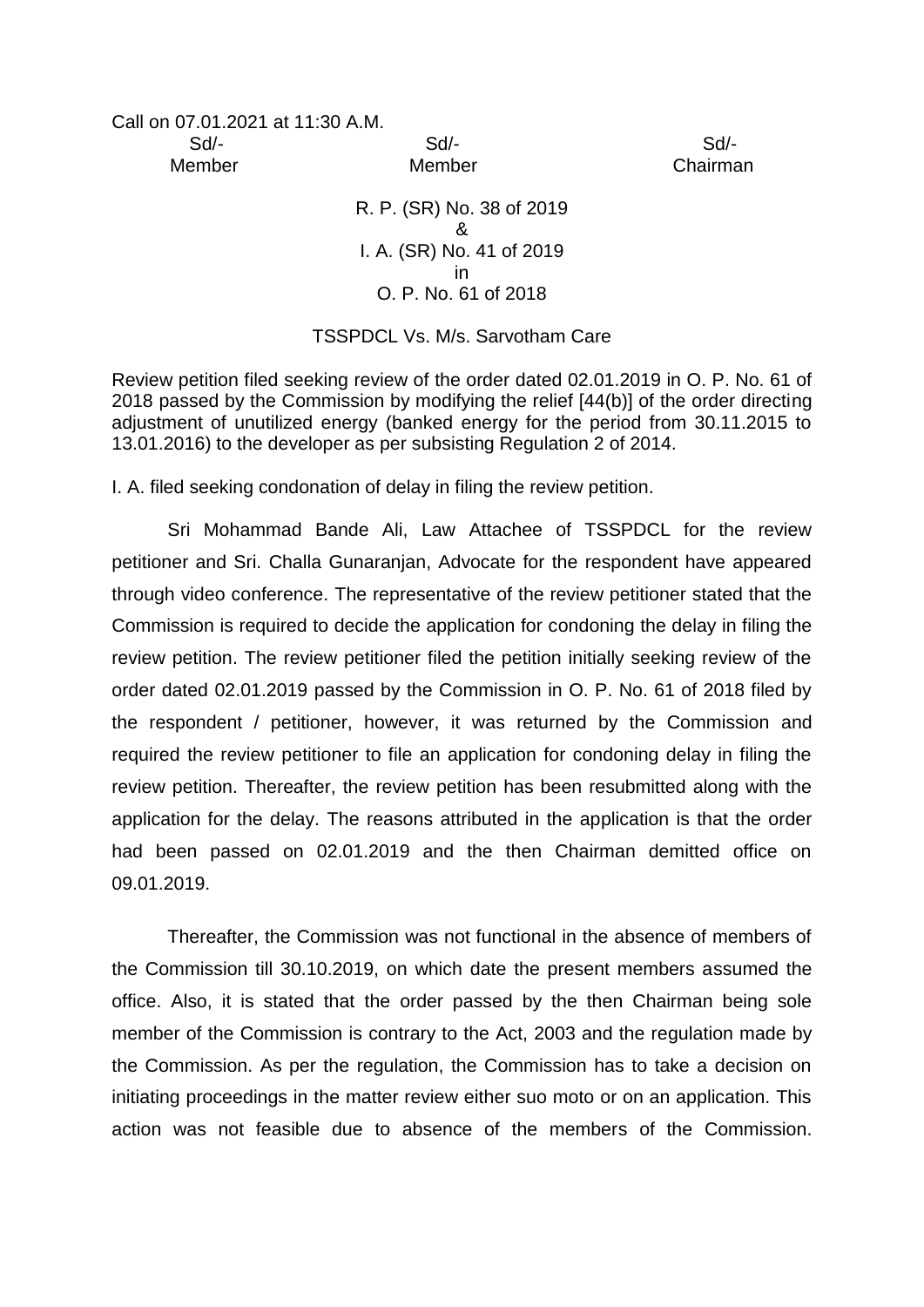Call on 07.01.2021 at 11:30 A.M.

| Sd/- | Sd/- | Sd/- |
|---|---|---|
| Member | Member | Chairman |

R. P. (SR) No. 38 of 2019
&
I. A. (SR) No. 41 of 2019
in
O. P. No. 61 of 2018

TSSPDCL Vs. M/s. Sarvotham Care

Review petition filed seeking review of the order dated 02.01.2019 in O. P. No. 61 of 2018 passed by the Commission by modifying the relief [44(b)] of the order directing adjustment of unutilized energy (banked energy for the period from 30.11.2015 to 13.01.2016) to the developer as per subsisting Regulation 2 of 2014.

I. A. filed seeking condonation of delay in filing the review petition.

Sri Mohammad Bande Ali, Law Attachee of TSSPDCL for the review petitioner and Sri. Challa Gunaranjan, Advocate for the respondent have appeared through video conference. The representative of the review petitioner stated that the Commission is required to decide the application for condoning the delay in filing the review petition. The review petitioner filed the petition initially seeking review of the order dated 02.01.2019 passed by the Commission in O. P. No. 61 of 2018 filed by the respondent / petitioner, however, it was returned by the Commission and required the review petitioner to file an application for condoning delay in filing the review petition. Thereafter, the review petition has been resubmitted along with the application for the delay. The reasons attributed in the application is that the order had been passed on 02.01.2019 and the then Chairman demitted office on 09.01.2019.

Thereafter, the Commission was not functional in the absence of members of the Commission till 30.10.2019, on which date the present members assumed the office. Also, it is stated that the order passed by the then Chairman being sole member of the Commission is contrary to the Act, 2003 and the regulation made by the Commission. As per the regulation, the Commission has to take a decision on initiating proceedings in the matter review either suo moto or on an application. This action was not feasible due to absence of the members of the Commission.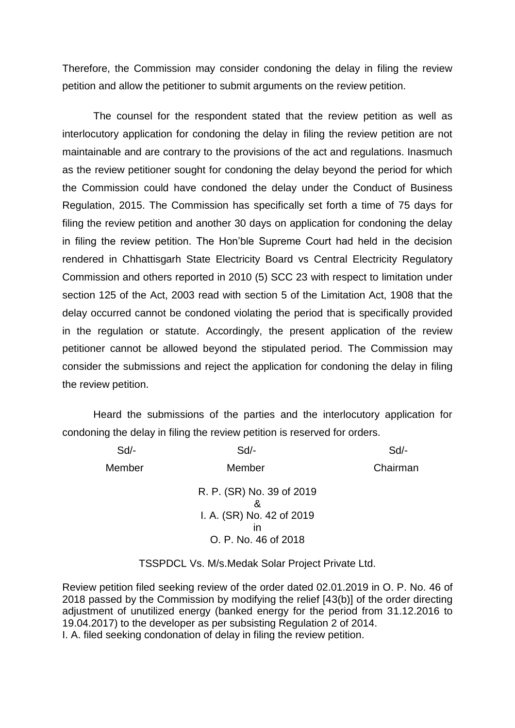Therefore, the Commission may consider condoning the delay in filing the review petition and allow the petitioner to submit arguments on the review petition.

The counsel for the respondent stated that the review petition as well as interlocutory application for condoning the delay in filing the review petition are not maintainable and are contrary to the provisions of the act and regulations. Inasmuch as the review petitioner sought for condoning the delay beyond the period for which the Commission could have condoned the delay under the Conduct of Business Regulation, 2015. The Commission has specifically set forth a time of 75 days for filing the review petition and another 30 days on application for condoning the delay in filing the review petition. The Hon'ble Supreme Court had held in the decision rendered in Chhattisgarh State Electricity Board vs Central Electricity Regulatory Commission and others reported in 2010 (5) SCC 23 with respect to limitation under section 125 of the Act, 2003 read with section 5 of the Limitation Act, 1908 that the delay occurred cannot be condoned violating the period that is specifically provided in the regulation or statute. Accordingly, the present application of the review petitioner cannot be allowed beyond the stipulated period. The Commission may consider the submissions and reject the application for condoning the delay in filing the review petition.

Heard the submissions of the parties and the interlocutory application for condoning the delay in filing the review petition is reserved for orders.

| Sd/- | Sd/- | Sd/- |
|---|---|---|
| Member | Member | Chairman |

R. P. (SR) No. 39 of 2019
&
I. A. (SR) No. 42 of 2019
in
O. P. No. 46 of 2018

TSSPDCL Vs. M/s.Medak Solar Project Private Ltd.

Review petition filed seeking review of the order dated 02.01.2019 in O. P. No. 46 of 2018 passed by the Commission by modifying the relief [43(b)] of the order directing adjustment of unutilized energy (banked energy for the period from 31.12.2016 to 19.04.2017) to the developer as per subsisting Regulation 2 of 2014.
I. A. filed seeking condonation of delay in filing the review petition.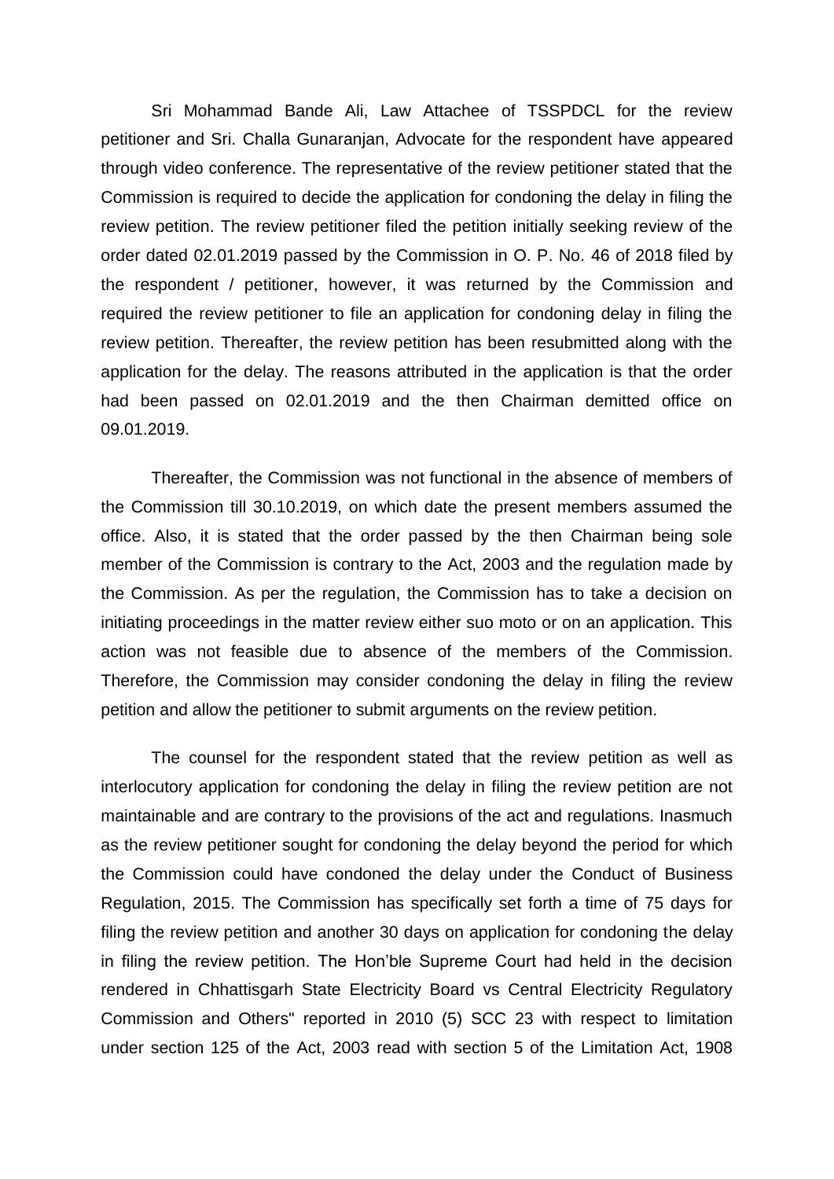Sri Mohammad Bande Ali, Law Attachee of TSSPDCL for the review petitioner and Sri. Challa Gunaranjan, Advocate for the respondent have appeared through video conference. The representative of the review petitioner stated that the Commission is required to decide the application for condoning the delay in filing the review petition. The review petitioner filed the petition initially seeking review of the order dated 02.01.2019 passed by the Commission in O. P. No. 46 of 2018 filed by the respondent / petitioner, however, it was returned by the Commission and required the review petitioner to file an application for condoning delay in filing the review petition. Thereafter, the review petition has been resubmitted along with the application for the delay. The reasons attributed in the application is that the order had been passed on 02.01.2019 and the then Chairman demitted office on 09.01.2019.

Thereafter, the Commission was not functional in the absence of members of the Commission till 30.10.2019, on which date the present members assumed the office. Also, it is stated that the order passed by the then Chairman being sole member of the Commission is contrary to the Act, 2003 and the regulation made by the Commission. As per the regulation, the Commission has to take a decision on initiating proceedings in the matter review either suo moto or on an application. This action was not feasible due to absence of the members of the Commission. Therefore, the Commission may consider condoning the delay in filing the review petition and allow the petitioner to submit arguments on the review petition.

The counsel for the respondent stated that the review petition as well as interlocutory application for condoning the delay in filing the review petition are not maintainable and are contrary to the provisions of the act and regulations. Inasmuch as the review petitioner sought for condoning the delay beyond the period for which the Commission could have condoned the delay under the Conduct of Business Regulation, 2015. The Commission has specifically set forth a time of 75 days for filing the review petition and another 30 days on application for condoning the delay in filing the review petition. The Hon'ble Supreme Court had held in the decision rendered in Chhattisgarh State Electricity Board vs Central Electricity Regulatory Commission and Others" reported in 2010 (5) SCC 23 with respect to limitation under section 125 of the Act, 2003 read with section 5 of the Limitation Act, 1908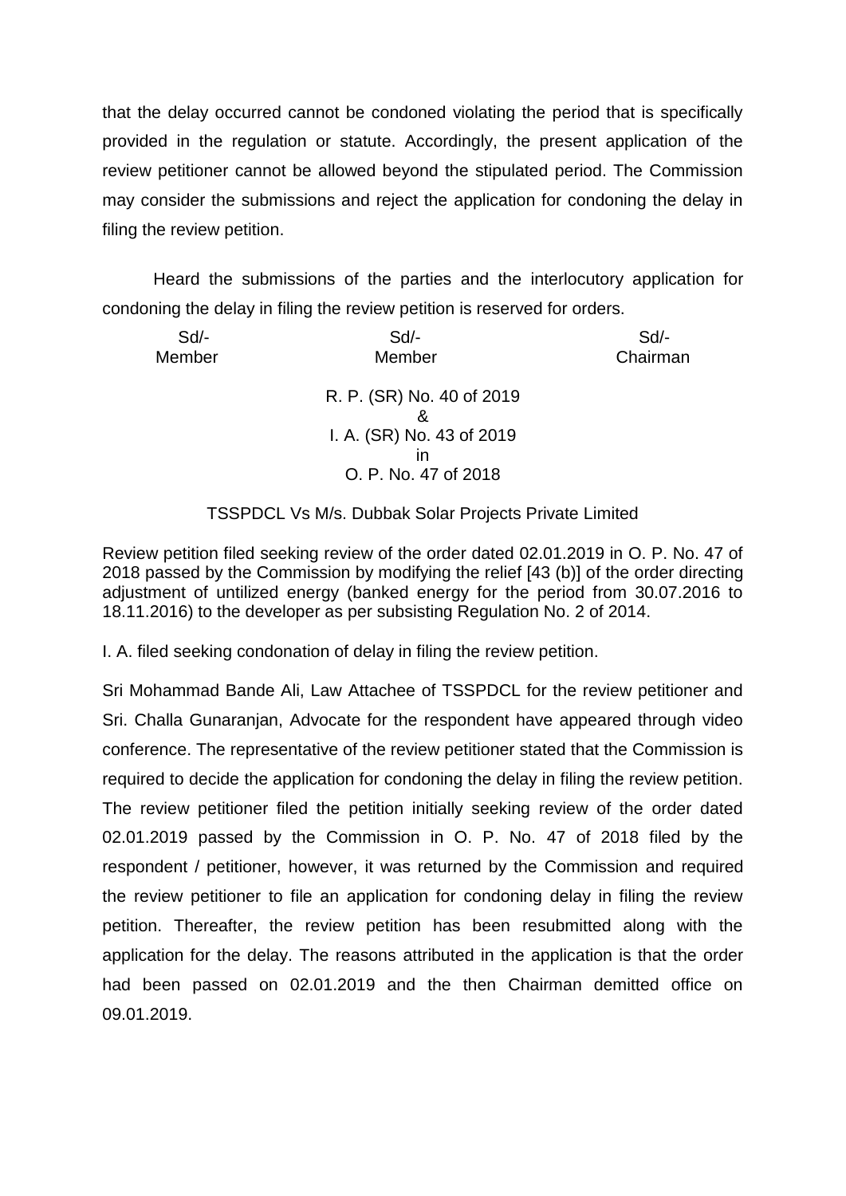that the delay occurred cannot be condoned violating the period that is specifically provided in the regulation or statute. Accordingly, the present application of the review petitioner cannot be allowed beyond the stipulated period. The Commission may consider the submissions and reject the application for condoning the delay in filing the review petition.

Heard the submissions of the parties and the interlocutory application for condoning the delay in filing the review petition is reserved for orders.

| Sd/- | Sd/- | Sd/- |
|---|---|---|
| Member | Member | Chairman |

R. P. (SR) No. 40 of 2019
&
I. A. (SR) No. 43 of 2019
in
O. P. No. 47 of 2018

TSSPDCL Vs M/s. Dubbak Solar Projects Private Limited

Review petition filed seeking review of the order dated 02.01.2019 in O. P. No. 47 of 2018 passed by the Commission by modifying the relief [43 (b)] of the order directing adjustment of untilized energy (banked energy for the period from 30.07.2016 to 18.11.2016) to the developer as per subsisting Regulation No. 2 of 2014.

I. A. filed seeking condonation of delay in filing the review petition.

Sri Mohammad Bande Ali, Law Attachee of TSSPDCL for the review petitioner and Sri. Challa Gunaranjan, Advocate for the respondent have appeared through video conference. The representative of the review petitioner stated that the Commission is required to decide the application for condoning the delay in filing the review petition. The review petitioner filed the petition initially seeking review of the order dated 02.01.2019 passed by the Commission in O. P. No. 47 of 2018 filed by the respondent / petitioner, however, it was returned by the Commission and required the review petitioner to file an application for condoning delay in filing the review petition. Thereafter, the review petition has been resubmitted along with the application for the delay. The reasons attributed in the application is that the order had been passed on 02.01.2019 and the then Chairman demitted office on 09.01.2019.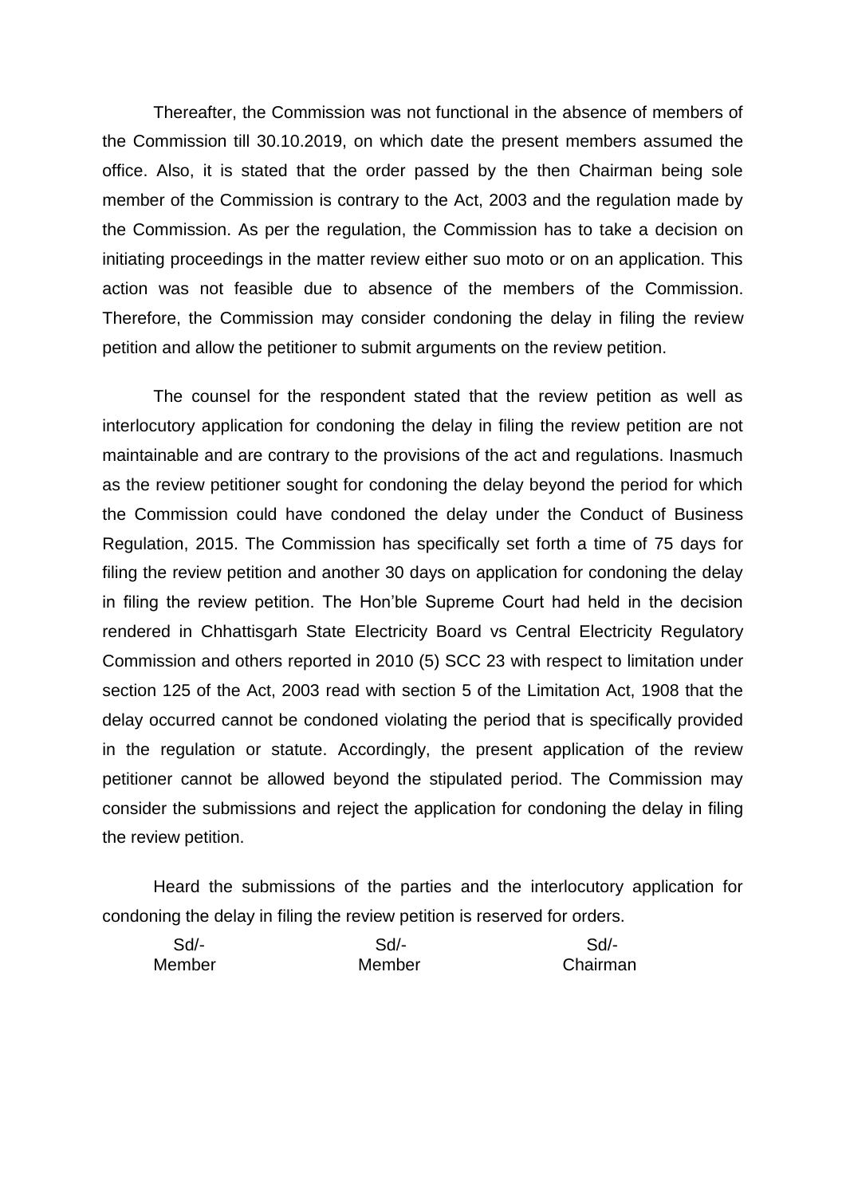Thereafter, the Commission was not functional in the absence of members of the Commission till 30.10.2019, on which date the present members assumed the office. Also, it is stated that the order passed by the then Chairman being sole member of the Commission is contrary to the Act, 2003 and the regulation made by the Commission. As per the regulation, the Commission has to take a decision on initiating proceedings in the matter review either suo moto or on an application. This action was not feasible due to absence of the members of the Commission. Therefore, the Commission may consider condoning the delay in filing the review petition and allow the petitioner to submit arguments on the review petition.

The counsel for the respondent stated that the review petition as well as interlocutory application for condoning the delay in filing the review petition are not maintainable and are contrary to the provisions of the act and regulations. Inasmuch as the review petitioner sought for condoning the delay beyond the period for which the Commission could have condoned the delay under the Conduct of Business Regulation, 2015. The Commission has specifically set forth a time of 75 days for filing the review petition and another 30 days on application for condoning the delay in filing the review petition. The Hon'ble Supreme Court had held in the decision rendered in Chhattisgarh State Electricity Board vs Central Electricity Regulatory Commission and others reported in 2010 (5) SCC 23 with respect to limitation under section 125 of the Act, 2003 read with section 5 of the Limitation Act, 1908 that the delay occurred cannot be condoned violating the period that is specifically provided in the regulation or statute. Accordingly, the present application of the review petitioner cannot be allowed beyond the stipulated period. The Commission may consider the submissions and reject the application for condoning the delay in filing the review petition.

Heard the submissions of the parties and the interlocutory application for condoning the delay in filing the review petition is reserved for orders.

| Sd/- | Sd/- | Sd/- |
|---|---|---|
| Member | Member | Chairman |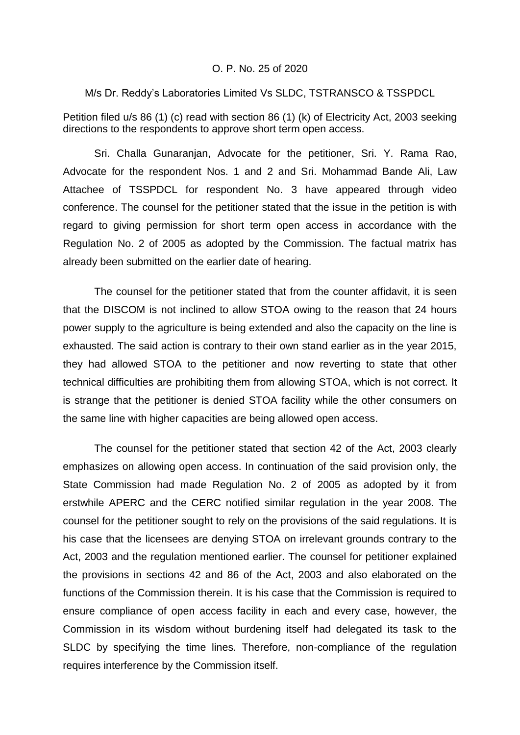O. P. No. 25 of 2020

M/s Dr. Reddy's Laboratories Limited Vs SLDC, TSTRANSCO & TSSPDCL

Petition filed u/s 86 (1) (c) read with section 86 (1) (k) of Electricity Act, 2003 seeking directions to the respondents to approve short term open access.

Sri. Challa Gunaranjan, Advocate for the petitioner, Sri. Y. Rama Rao, Advocate for the respondent Nos. 1 and 2 and Sri. Mohammad Bande Ali, Law Attachee of TSSPDCL for respondent No. 3 have appeared through video conference. The counsel for the petitioner stated that the issue in the petition is with regard to giving permission for short term open access in accordance with the Regulation No. 2 of 2005 as adopted by the Commission. The factual matrix has already been submitted on the earlier date of hearing.

The counsel for the petitioner stated that from the counter affidavit, it is seen that the DISCOM is not inclined to allow STOA owing to the reason that 24 hours power supply to the agriculture is being extended and also the capacity on the line is exhausted. The said action is contrary to their own stand earlier as in the year 2015, they had allowed STOA to the petitioner and now reverting to state that other technical difficulties are prohibiting them from allowing STOA, which is not correct. It is strange that the petitioner is denied STOA facility while the other consumers on the same line with higher capacities are being allowed open access.

The counsel for the petitioner stated that section 42 of the Act, 2003 clearly emphasizes on allowing open access. In continuation of the said provision only, the State Commission had made Regulation No. 2 of 2005 as adopted by it from erstwhile APERC and the CERC notified similar regulation in the year 2008. The counsel for the petitioner sought to rely on the provisions of the said regulations. It is his case that the licensees are denying STOA on irrelevant grounds contrary to the Act, 2003 and the regulation mentioned earlier. The counsel for petitioner explained the provisions in sections 42 and 86 of the Act, 2003 and also elaborated on the functions of the Commission therein. It is his case that the Commission is required to ensure compliance of open access facility in each and every case, however, the Commission in its wisdom without burdening itself had delegated its task to the SLDC by specifying the time lines. Therefore, non-compliance of the regulation requires interference by the Commission itself.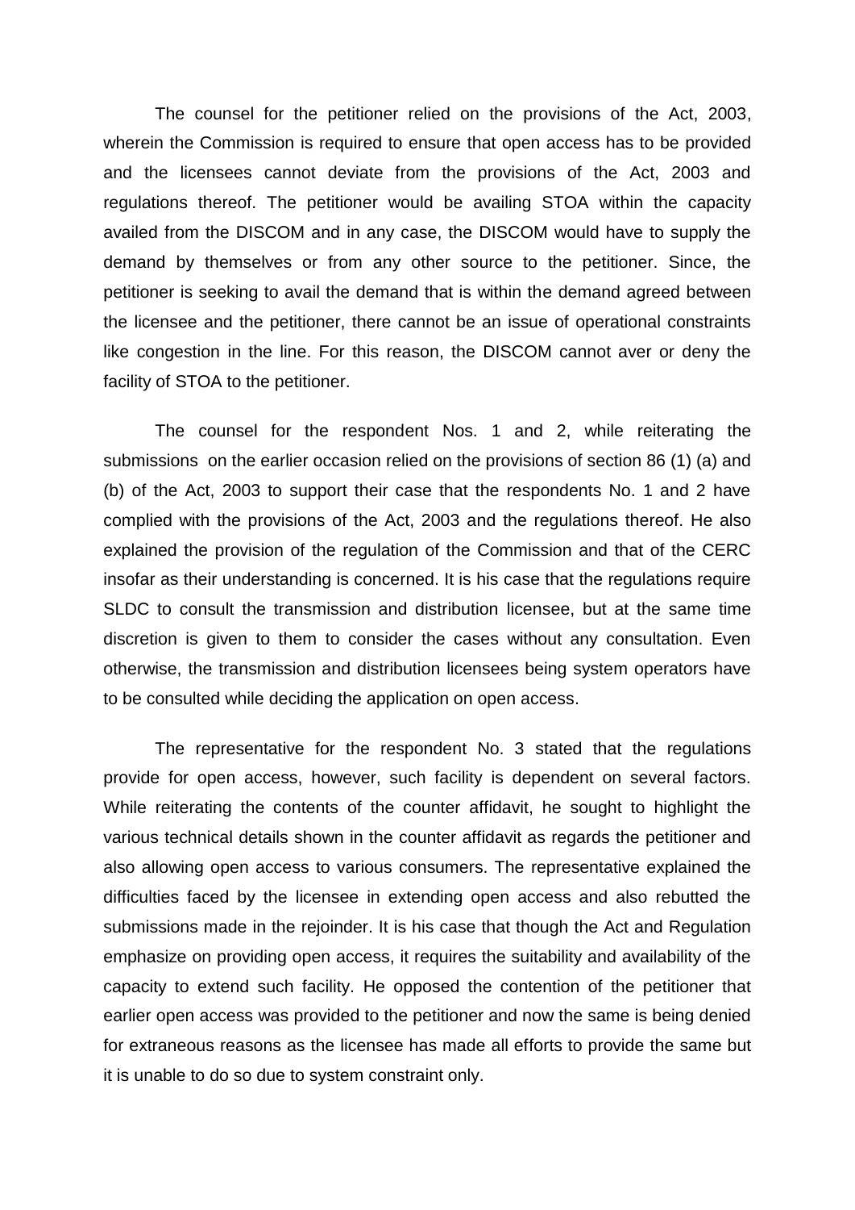The counsel for the petitioner relied on the provisions of the Act, 2003, wherein the Commission is required to ensure that open access has to be provided and the licensees cannot deviate from the provisions of the Act, 2003 and regulations thereof. The petitioner would be availing STOA within the capacity availed from the DISCOM and in any case, the DISCOM would have to supply the demand by themselves or from any other source to the petitioner. Since, the petitioner is seeking to avail the demand that is within the demand agreed between the licensee and the petitioner, there cannot be an issue of operational constraints like congestion in the line. For this reason, the DISCOM cannot aver or deny the facility of STOA to the petitioner.

The counsel for the respondent Nos. 1 and 2, while reiterating the submissions on the earlier occasion relied on the provisions of section 86 (1) (a) and (b) of the Act, 2003 to support their case that the respondents No. 1 and 2 have complied with the provisions of the Act, 2003 and the regulations thereof. He also explained the provision of the regulation of the Commission and that of the CERC insofar as their understanding is concerned. It is his case that the regulations require SLDC to consult the transmission and distribution licensee, but at the same time discretion is given to them to consider the cases without any consultation. Even otherwise, the transmission and distribution licensees being system operators have to be consulted while deciding the application on open access.

The representative for the respondent No. 3 stated that the regulations provide for open access, however, such facility is dependent on several factors. While reiterating the contents of the counter affidavit, he sought to highlight the various technical details shown in the counter affidavit as regards the petitioner and also allowing open access to various consumers. The representative explained the difficulties faced by the licensee in extending open access and also rebutted the submissions made in the rejoinder. It is his case that though the Act and Regulation emphasize on providing open access, it requires the suitability and availability of the capacity to extend such facility. He opposed the contention of the petitioner that earlier open access was provided to the petitioner and now the same is being denied for extraneous reasons as the licensee has made all efforts to provide the same but it is unable to do so due to system constraint only.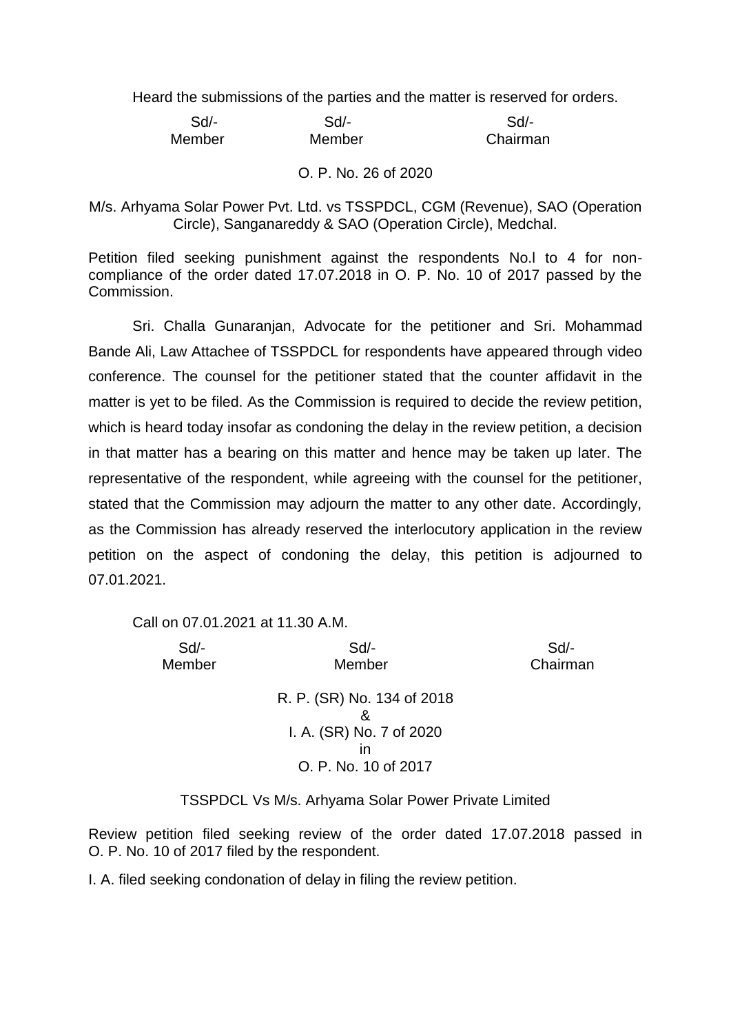Heard the submissions of the parties and the matter is reserved for orders.

| Sd/- | Sd/- | Sd/- |
|---|---|---|
| Member | Member | Chairman |

O. P. No. 26 of 2020

M/s. Arhyama Solar Power Pvt. Ltd. vs TSSPDCL, CGM (Revenue), SAO (Operation Circle), Sanganareddy & SAO (Operation Circle), Medchal.

Petition filed seeking punishment against the respondents No.l to 4 for non-compliance of the order dated 17.07.2018 in O. P. No. 10 of 2017 passed by the Commission.

Sri. Challa Gunaranjan, Advocate for the petitioner and Sri. Mohammad Bande Ali, Law Attachee of TSSPDCL for respondents have appeared through video conference. The counsel for the petitioner stated that the counter affidavit in the matter is yet to be filed. As the Commission is required to decide the review petition, which is heard today insofar as condoning the delay in the review petition, a decision in that matter has a bearing on this matter and hence may be taken up later. The representative of the respondent, while agreeing with the counsel for the petitioner, stated that the Commission may adjourn the matter to any other date. Accordingly, as the Commission has already reserved the interlocutory application in the review petition on the aspect of condoning the delay, this petition is adjourned to 07.01.2021.

Call on 07.01.2021 at 11.30 A.M.

| Sd/- | Sd/- | Sd/- |
|---|---|---|
| Member | Member | Chairman |

R. P. (SR) No. 134 of 2018
&
I. A. (SR) No. 7 of 2020
in
O. P. No. 10 of 2017

TSSPDCL Vs M/s. Arhyama Solar Power Private Limited

Review petition filed seeking review of the order dated 17.07.2018 passed in O. P. No. 10 of 2017 filed by the respondent.

I. A. filed seeking condonation of delay in filing the review petition.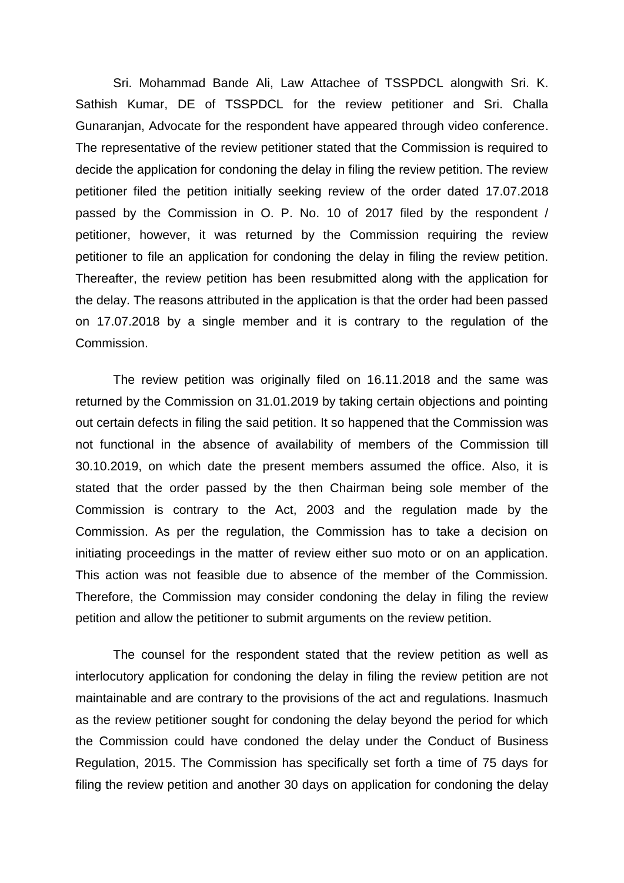Sri. Mohammad Bande Ali, Law Attachee of TSSPDCL alongwith Sri. K. Sathish Kumar, DE of TSSPDCL for the review petitioner and Sri. Challa Gunaranjan, Advocate for the respondent have appeared through video conference. The representative of the review petitioner stated that the Commission is required to decide the application for condoning the delay in filing the review petition. The review petitioner filed the petition initially seeking review of the order dated 17.07.2018 passed by the Commission in O. P. No. 10 of 2017 filed by the respondent / petitioner, however, it was returned by the Commission requiring the review petitioner to file an application for condoning the delay in filing the review petition. Thereafter, the review petition has been resubmitted along with the application for the delay. The reasons attributed in the application is that the order had been passed on 17.07.2018 by a single member and it is contrary to the regulation of the Commission.

The review petition was originally filed on 16.11.2018 and the same was returned by the Commission on 31.01.2019 by taking certain objections and pointing out certain defects in filing the said petition. It so happened that the Commission was not functional in the absence of availability of members of the Commission till 30.10.2019, on which date the present members assumed the office. Also, it is stated that the order passed by the then Chairman being sole member of the Commission is contrary to the Act, 2003 and the regulation made by the Commission. As per the regulation, the Commission has to take a decision on initiating proceedings in the matter of review either suo moto or on an application. This action was not feasible due to absence of the member of the Commission. Therefore, the Commission may consider condoning the delay in filing the review petition and allow the petitioner to submit arguments on the review petition.

The counsel for the respondent stated that the review petition as well as interlocutory application for condoning the delay in filing the review petition are not maintainable and are contrary to the provisions of the act and regulations. Inasmuch as the review petitioner sought for condoning the delay beyond the period for which the Commission could have condoned the delay under the Conduct of Business Regulation, 2015. The Commission has specifically set forth a time of 75 days for filing the review petition and another 30 days on application for condoning the delay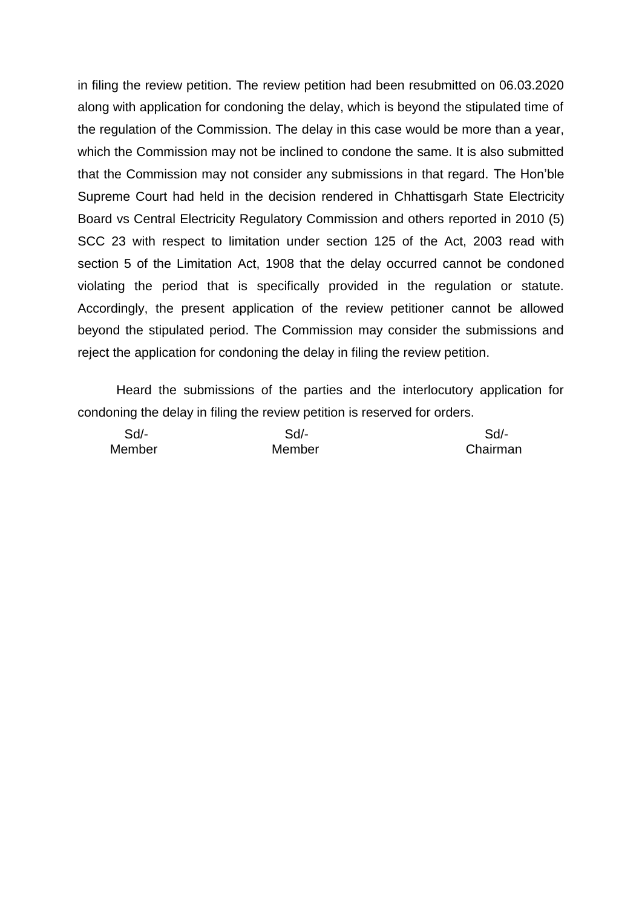in filing the review petition. The review petition had been resubmitted on 06.03.2020 along with application for condoning the delay, which is beyond the stipulated time of the regulation of the Commission. The delay in this case would be more than a year, which the Commission may not be inclined to condone the same. It is also submitted that the Commission may not consider any submissions in that regard. The Hon'ble Supreme Court had held in the decision rendered in Chhattisgarh State Electricity Board vs Central Electricity Regulatory Commission and others reported in 2010 (5) SCC 23 with respect to limitation under section 125 of the Act, 2003 read with section 5 of the Limitation Act, 1908 that the delay occurred cannot be condoned violating the period that is specifically provided in the regulation or statute. Accordingly, the present application of the review petitioner cannot be allowed beyond the stipulated period. The Commission may consider the submissions and reject the application for condoning the delay in filing the review petition.

Heard the submissions of the parties and the interlocutory application for condoning the delay in filing the review petition is reserved for orders.

| Sd/- | Sd/- | Sd/- |
|---|---|---|
| Member | Member | Chairman |